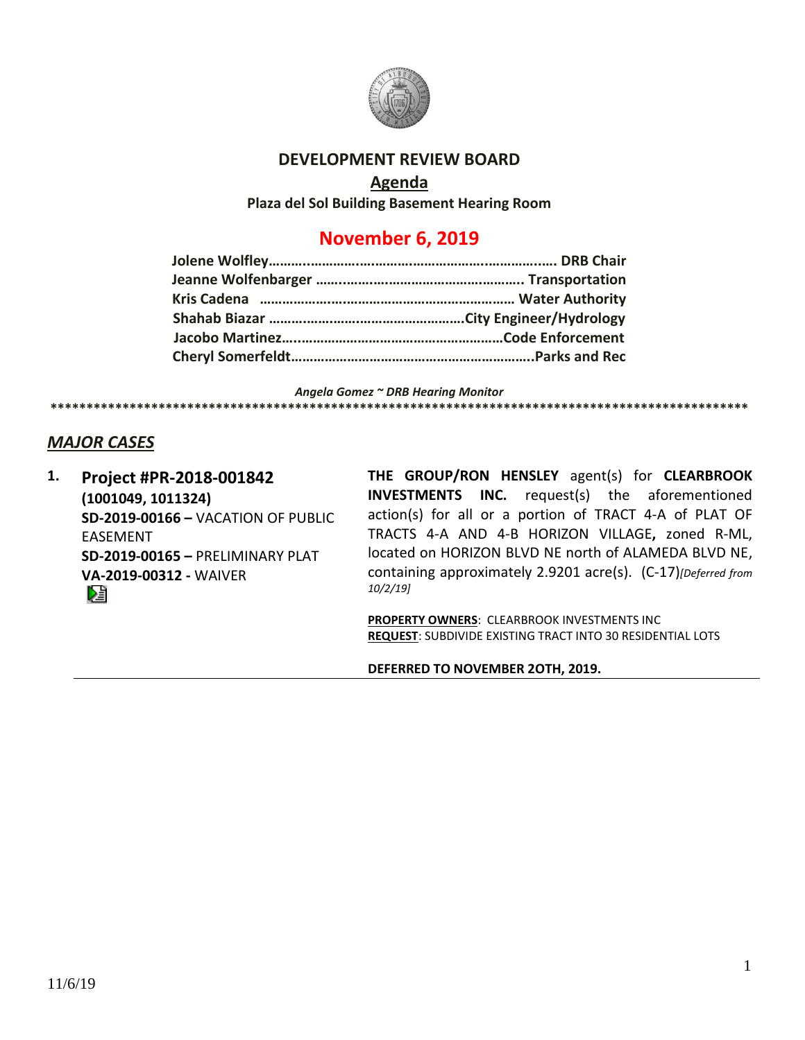# DEVELOPMENT REVIEW BOARD

## Agenda

**Plaza del Sol Building Basement Hearing Room**

## November 6, 2019

**Jolene Wolfley……………………………………………………………. DRB Chair**
**Jeanne Wolfenbarger ……………………………………………. Transportation**
**Kris Cadena …………………………………………………………… Water Authority**
**Shahab Biazar ……………………………………………City Engineer/Hydrology**
**Jacobo Martinez…………………………………………………Code Enforcement**
**Cheryl Somerfeldt……………………………………………………….Parks and Rec**

*Angela Gomez ~ DRB Hearing Monitor*

**************************************************************************************************

## *MAJOR CASES*

1. **Project #PR-2018-001842**
   **(1001049, 1011324)**
   **SD-2019-00166 –** VACATION OF PUBLIC EASEMENT
   **SD-2019-00165 –** PRELIMINARY PLAT
   **VA-2019-00312 -** WAIVER

   **THE GROUP/RON HENSLEY** agent(s) for **CLEARBROOK INVESTMENTS INC.** request(s) the aforementioned action(s) for all or a portion of TRACT 4-A of PLAT OF TRACTS 4-A AND 4-B HORIZON VILLAGE**,** zoned R-ML, located on HORIZON BLVD NE north of ALAMEDA BLVD NE, containing approximately 2.9201 acre(s). (C-17)*[Deferred from 10/2/19]*

   **PROPERTY OWNERS**: CLEARBROOK INVESTMENTS INC
   **REQUEST**: SUBDIVIDE EXISTING TRACT INTO 30 RESIDENTIAL LOTS

   **DEFERRED TO NOVEMBER 2OTH, 2019.**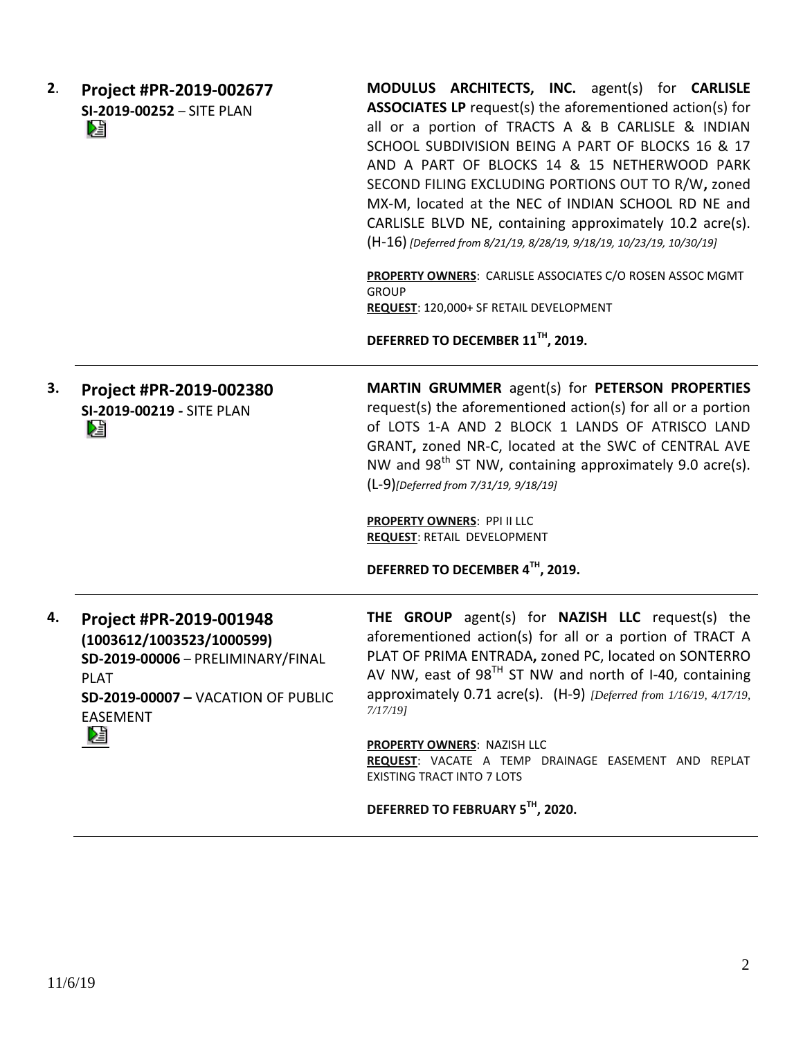**2.** **Project #PR-2019-002677**
**SI-2019-00252** – SITE PLAN

**MODULUS ARCHITECTS, INC.** agent(s) for **CARLISLE ASSOCIATES LP** request(s) the aforementioned action(s) for all or a portion of TRACTS A & B CARLISLE & INDIAN SCHOOL SUBDIVISION BEING A PART OF BLOCKS 16 & 17 AND A PART OF BLOCKS 14 & 15 NETHERWOOD PARK SECOND FILING EXCLUDING PORTIONS OUT TO R/W**,** zoned MX-M, located at the NEC of INDIAN SCHOOL RD NE and CARLISLE BLVD NE, containing approximately 10.2 acre(s). (H-16) *[Deferred from 8/21/19, 8/28/19, 9/18/19, 10/23/19, 10/30/19]*

**PROPERTY OWNERS**: CARLISLE ASSOCIATES C/O ROSEN ASSOC MGMT GROUP
**REQUEST**: 120,000+ SF RETAIL DEVELOPMENT

**DEFERRED TO DECEMBER 11TH, 2019.**

---

**3.** **Project #PR-2019-002380**
**SI-2019-00219 -** SITE PLAN

**MARTIN GRUMMER** agent(s) for **PETERSON PROPERTIES** request(s) the aforementioned action(s) for all or a portion of LOTS 1-A AND 2 BLOCK 1 LANDS OF ATRISCO LAND GRANT**,** zoned NR-C, located at the SWC of CENTRAL AVE NW and 98th ST NW, containing approximately 9.0 acre(s). (L-9)*[Deferred from 7/31/19, 9/18/19]*

**PROPERTY OWNERS**: PPI II LLC
**REQUEST**: RETAIL DEVELOPMENT

**DEFERRED TO DECEMBER 4TH, 2019.**

---

**4.** **Project #PR-2019-001948**
**(1003612/1003523/1000599)**
**SD-2019-00006** – PRELIMINARY/FINAL PLAT
**SD-2019-00007 –** VACATION OF PUBLIC EASEMENT

**THE GROUP** agent(s) for **NAZISH LLC** request(s) the aforementioned action(s) for all or a portion of TRACT A PLAT OF PRIMA ENTRADA**,** zoned PC, located on SONTERRO AV NW, east of 98TH ST NW and north of I-40, containing approximately 0.71 acre(s). (H-9) *[Deferred from 1/16/19, 4/17/19, 7/17/19]*

**PROPERTY OWNERS**: NAZISH LLC
**REQUEST**: VACATE A TEMP DRAINAGE EASEMENT AND REPLAT EXISTING TRACT INTO 7 LOTS

**DEFERRED TO FEBRUARY 5TH, 2020.**

---

11/6/19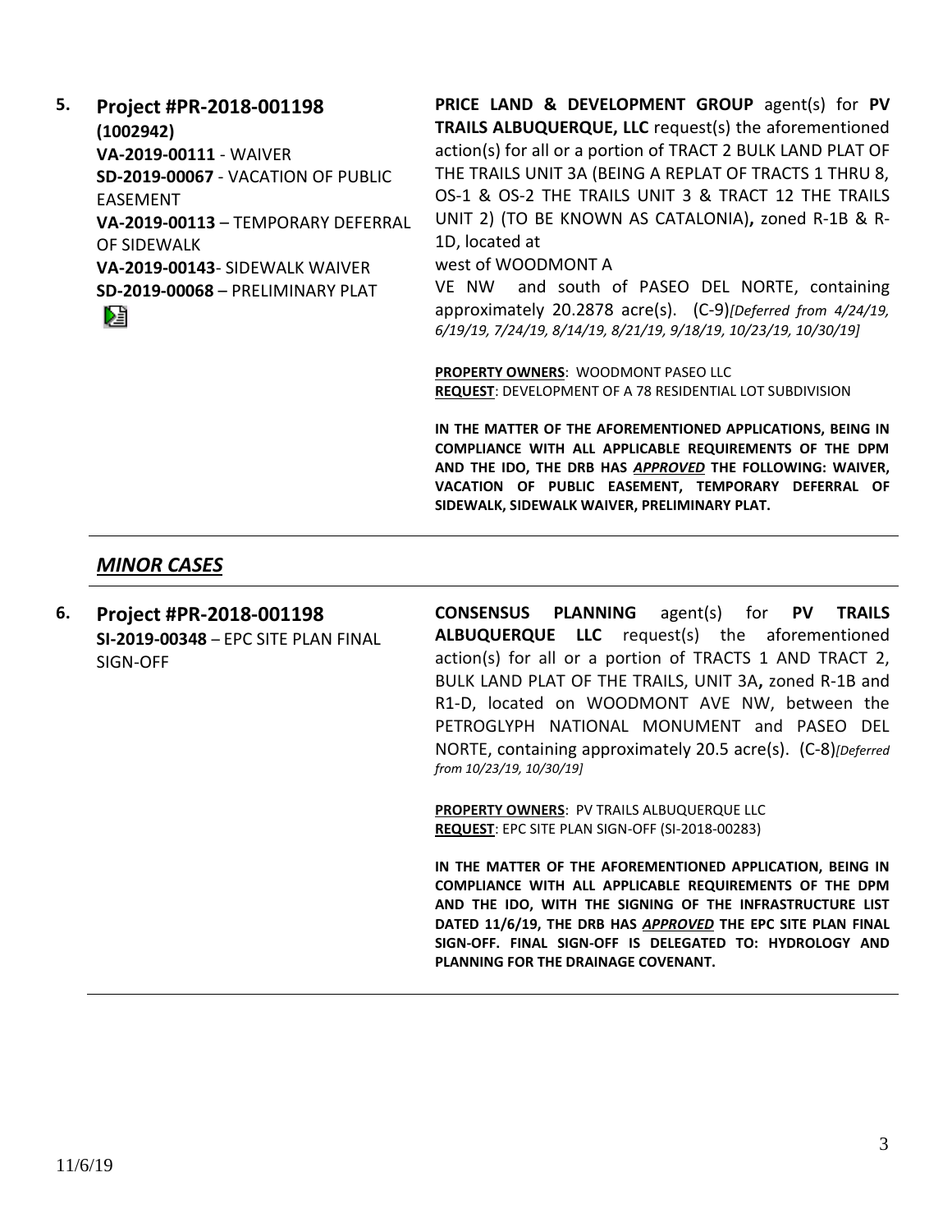5. **Project #PR-2018-001198**
**(1002942)**
**VA-2019-00111** - WAIVER
**SD-2019-00067** - VACATION OF PUBLIC EASEMENT
**VA-2019-00113** – TEMPORARY DEFERRAL OF SIDEWALK
**VA-2019-00143**- SIDEWALK WAIVER
**SD-2019-00068** – PRELIMINARY PLAT

**PRICE LAND & DEVELOPMENT GROUP** agent(s) for **PV TRAILS ALBUQUERQUE, LLC** request(s) the aforementioned action(s) for all or a portion of TRACT 2 BULK LAND PLAT OF THE TRAILS UNIT 3A (BEING A REPLAT OF TRACTS 1 THRU 8, OS-1 & OS-2 THE TRAILS UNIT 3 & TRACT 12 THE TRAILS UNIT 2) (TO BE KNOWN AS CATALONIA)**,** zoned R-1B & R-1D, located at west of WOODMONT AVE NW and south of PASEO DEL NORTE, containing approximately 20.2878 acre(s). (C-9)*[Deferred from 4/24/19, 6/19/19, 7/24/19, 8/14/19, 8/21/19, 9/18/19, 10/23/19, 10/30/19]*

**PROPERTY OWNERS**: WOODMONT PASEO LLC
**REQUEST**: DEVELOPMENT OF A 78 RESIDENTIAL LOT SUBDIVISION

**IN THE MATTER OF THE AFOREMENTIONED APPLICATIONS, BEING IN COMPLIANCE WITH ALL APPLICABLE REQUIREMENTS OF THE DPM AND THE IDO, THE DRB HAS *APPROVED* THE FOLLOWING: WAIVER, VACATION OF PUBLIC EASEMENT, TEMPORARY DEFERRAL OF SIDEWALK, SIDEWALK WAIVER, PRELIMINARY PLAT.**

## *MINOR CASES*

6. **Project #PR-2018-001198**
**SI-2019-00348** – EPC SITE PLAN FINAL SIGN-OFF

**CONSENSUS PLANNING** agent(s) for **PV TRAILS ALBUQUERQUE LLC** request(s) the aforementioned action(s) for all or a portion of TRACTS 1 AND TRACT 2, BULK LAND PLAT OF THE TRAILS, UNIT 3A**,** zoned R-1B and R1-D, located on WOODMONT AVE NW, between the PETROGLYPH NATIONAL MONUMENT and PASEO DEL NORTE, containing approximately 20.5 acre(s). (C-8)*[Deferred from 10/23/19, 10/30/19]*

**PROPERTY OWNERS**: PV TRAILS ALBUQUERQUE LLC
**REQUEST**: EPC SITE PLAN SIGN-OFF (SI-2018-00283)

**IN THE MATTER OF THE AFOREMENTIONED APPLICATION, BEING IN COMPLIANCE WITH ALL APPLICABLE REQUIREMENTS OF THE DPM AND THE IDO, WITH THE SIGNING OF THE INFRASTRUCTURE LIST DATED 11/6/19, THE DRB HAS *APPROVED* THE EPC SITE PLAN FINAL SIGN-OFF. FINAL SIGN-OFF IS DELEGATED TO: HYDROLOGY AND PLANNING FOR THE DRAINAGE COVENANT.**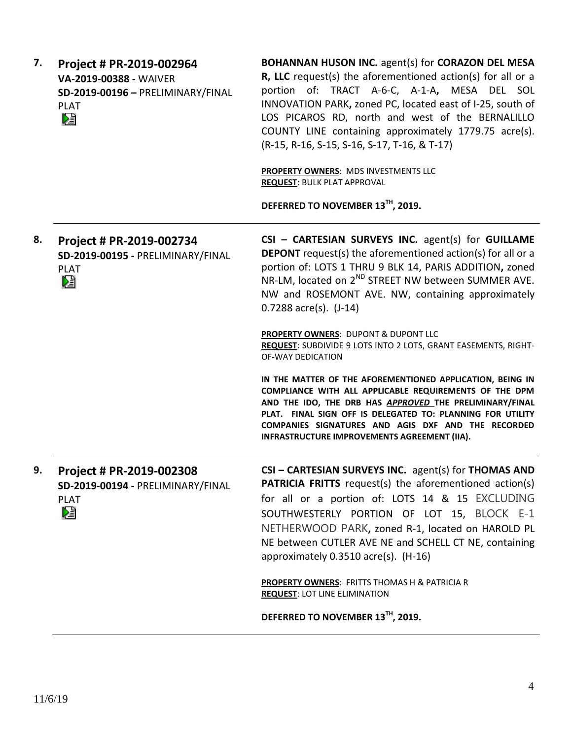**7.** **Project # PR-2019-002964**
**VA-2019-00388 -** WAIVER
**SD-2019-00196 –** PRELIMINARY/FINAL PLAT

**BOHANNAN HUSON INC.** agent(s) for **CORAZON DEL MESA R, LLC** request(s) the aforementioned action(s) for all or a portion of: TRACT A-6-C, A-1-A**,** MESA DEL SOL INNOVATION PARK**,** zoned PC, located east of I-25, south of LOS PICAROS RD, north and west of the BERNALILLO COUNTY LINE containing approximately 1779.75 acre(s). (R-15, R-16, S-15, S-16, S-17, T-16, & T-17)

**PROPERTY OWNERS**: MDS INVESTMENTS LLC
**REQUEST**: BULK PLAT APPROVAL

**DEFERRED TO NOVEMBER 13TH, 2019.**

---

**8.** **Project # PR-2019-002734**
**SD-2019-00195 -** PRELIMINARY/FINAL PLAT

**CSI – CARTESIAN SURVEYS INC.** agent(s) for **GUILLAME DEPONT** request(s) the aforementioned action(s) for all or a portion of: LOTS 1 THRU 9 BLK 14, PARIS ADDITION**,** zoned NR-LM, located on 2ND STREET NW between SUMMER AVE. NW and ROSEMONT AVE. NW, containing approximately 0.7288 acre(s). (J-14)

**PROPERTY OWNERS**: DUPONT & DUPONT LLC
**REQUEST**: SUBDIVIDE 9 LOTS INTO 2 LOTS, GRANT EASEMENTS, RIGHT-OF-WAY DEDICATION

**IN THE MATTER OF THE AFOREMENTIONED APPLICATION, BEING IN COMPLIANCE WITH ALL APPLICABLE REQUIREMENTS OF THE DPM AND THE IDO, THE DRB HAS *APPROVED* THE PRELIMINARY/FINAL PLAT. FINAL SIGN OFF IS DELEGATED TO: PLANNING FOR UTILITY COMPANIES SIGNATURES AND AGIS DXF AND THE RECORDED INFRASTRUCTURE IMPROVEMENTS AGREEMENT (IIA).**

---

**9.** **Project # PR-2019-002308**
**SD-2019-00194 -** PRELIMINARY/FINAL PLAT

**CSI – CARTESIAN SURVEYS INC.** agent(s) for **THOMAS AND PATRICIA FRITTS** request(s) the aforementioned action(s) for all or a portion of: LOTS 14 & 15 EXCLUDING SOUTHWESTERLY PORTION OF LOT 15, BLOCK E-1 NETHERWOOD PARK**,** zoned R-1, located on HAROLD PL NE between CUTLER AVE NE and SCHELL CT NE, containing approximately 0.3510 acre(s). (H-16)

**PROPERTY OWNERS**: FRITTS THOMAS H & PATRICIA R
**REQUEST**: LOT LINE ELIMINATION

**DEFERRED TO NOVEMBER 13TH, 2019.**

---

11/6/19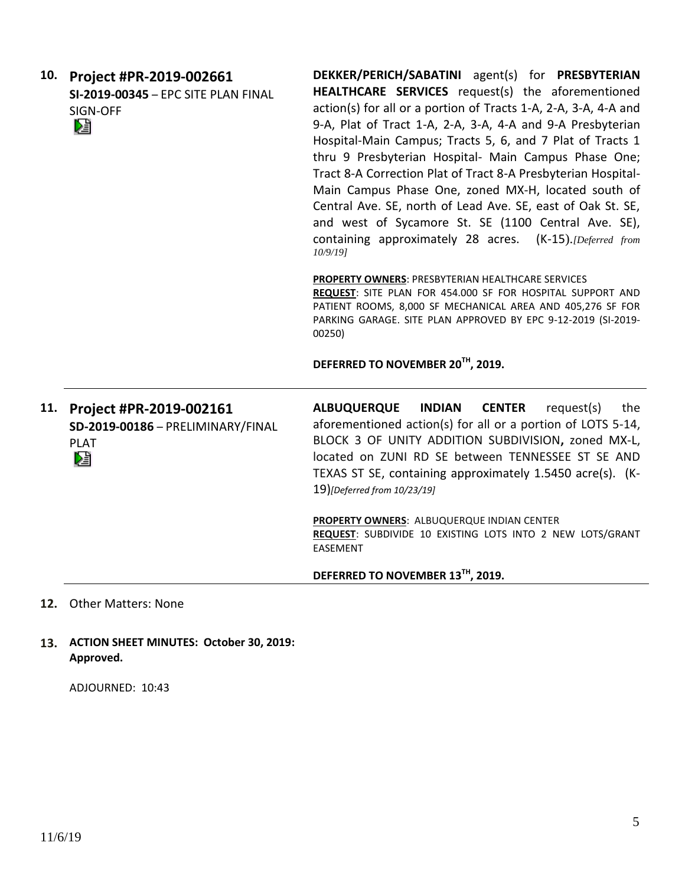**10. Project #PR-2019-002661**
**SI-2019-00345** – EPC SITE PLAN FINAL SIGN-OFF

**DEKKER/PERICH/SABATINI** agent(s) for **PRESBYTERIAN HEALTHCARE SERVICES** request(s) the aforementioned action(s) for all or a portion of Tracts 1-A, 2-A, 3-A, 4-A and 9-A, Plat of Tract 1-A, 2-A, 3-A, 4-A and 9-A Presbyterian Hospital-Main Campus; Tracts 5, 6, and 7 Plat of Tracts 1 thru 9 Presbyterian Hospital- Main Campus Phase One; Tract 8-A Correction Plat of Tract 8-A Presbyterian Hospital-Main Campus Phase One, zoned MX-H, located south of Central Ave. SE, north of Lead Ave. SE, east of Oak St. SE, and west of Sycamore St. SE (1100 Central Ave. SE), containing approximately 28 acres. (K-15).*[Deferred from 10/9/19]*

**PROPERTY OWNERS**: PRESBYTERIAN HEALTHCARE SERVICES
**REQUEST**: SITE PLAN FOR 454.000 SF FOR HOSPITAL SUPPORT AND PATIENT ROOMS, 8,000 SF MECHANICAL AREA AND 405,276 SF FOR PARKING GARAGE. SITE PLAN APPROVED BY EPC 9-12-2019 (SI-2019-00250)

**DEFERRED TO NOVEMBER 20TH, 2019.**

---

**11. Project #PR-2019-002161**
**SD-2019-00186** – PRELIMINARY/FINAL PLAT

**ALBUQUERQUE INDIAN CENTER** request(s) the aforementioned action(s) for all or a portion of LOTS 5-14, BLOCK 3 OF UNITY ADDITION SUBDIVISION**,** zoned MX-L, located on ZUNI RD SE between TENNESSEE ST SE AND TEXAS ST SE, containing approximately 1.5450 acre(s). (K-19)*[Deferred from 10/23/19]*

**PROPERTY OWNERS**: ALBUQUERQUE INDIAN CENTER
**REQUEST**: SUBDIVIDE 10 EXISTING LOTS INTO 2 NEW LOTS/GRANT EASEMENT

**DEFERRED TO NOVEMBER 13TH, 2019.**

---

**12.** Other Matters: None

**13. ACTION SHEET MINUTES: October 30, 2019: Approved.**

ADJOURNED: 10:43